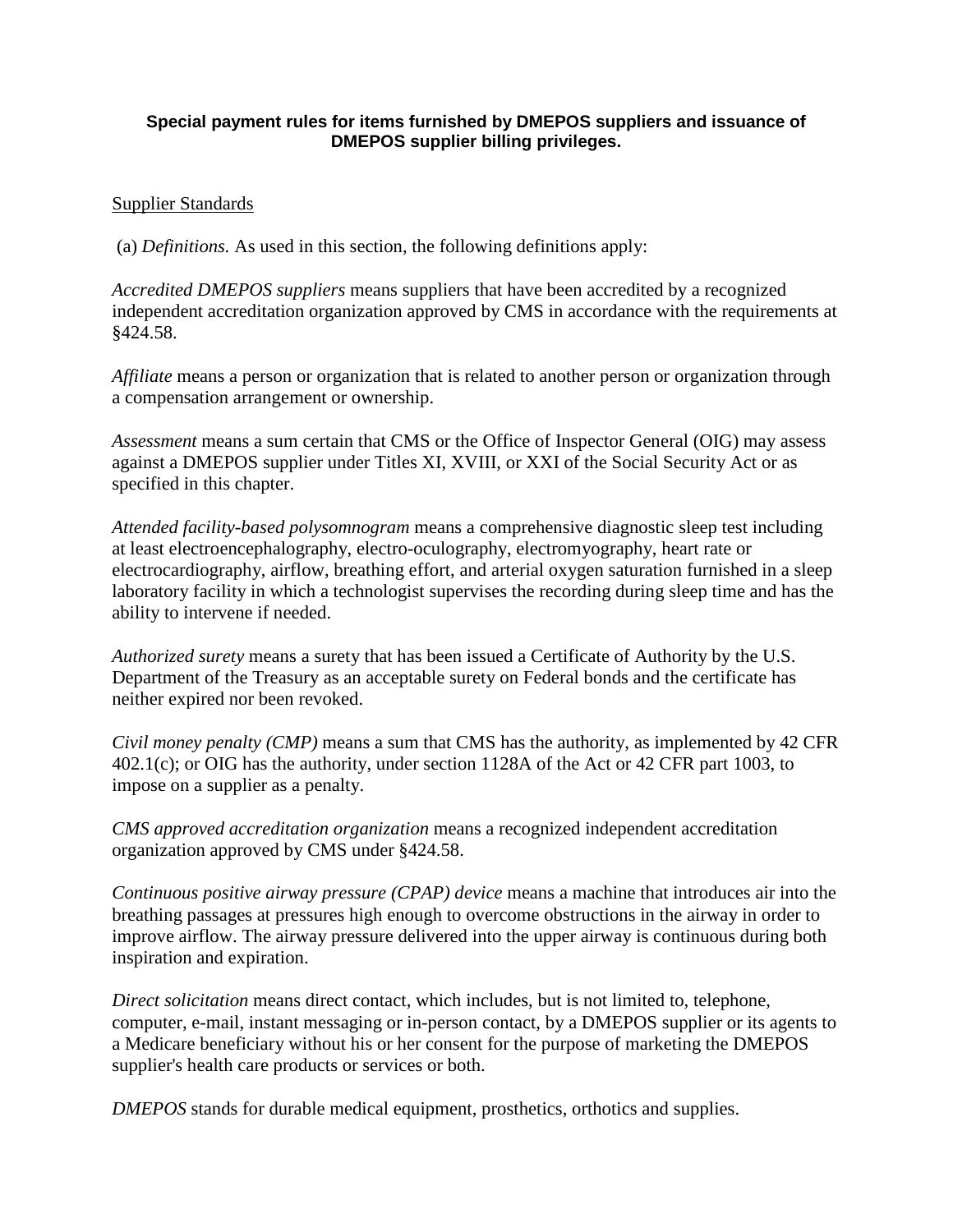**Special payment rules for items furnished by DMEPOS suppliers and issuance of DMEPOS supplier billing privileges.**

Supplier Standards

(a) *Definitions.* As used in this section, the following definitions apply:

*Accredited DMEPOS suppliers* means suppliers that have been accredited by a recognized independent accreditation organization approved by CMS in accordance with the requirements at §424.58.

*Affiliate* means a person or organization that is related to another person or organization through a compensation arrangement or ownership.

*Assessment* means a sum certain that CMS or the Office of Inspector General (OIG) may assess against a DMEPOS supplier under Titles XI, XVIII, or XXI of the Social Security Act or as specified in this chapter.

*Attended facility-based polysomnogram* means a comprehensive diagnostic sleep test including at least electroencephalography, electro-oculography, electromyography, heart rate or electrocardiography, airflow, breathing effort, and arterial oxygen saturation furnished in a sleep laboratory facility in which a technologist supervises the recording during sleep time and has the ability to intervene if needed.

*Authorized surety* means a surety that has been issued a Certificate of Authority by the U.S. Department of the Treasury as an acceptable surety on Federal bonds and the certificate has neither expired nor been revoked.

*Civil money penalty (CMP)* means a sum that CMS has the authority, as implemented by 42 CFR 402.1(c); or OIG has the authority, under section 1128A of the Act or 42 CFR part 1003, to impose on a supplier as a penalty.

*CMS approved accreditation organization* means a recognized independent accreditation organization approved by CMS under §424.58.

*Continuous positive airway pressure (CPAP) device* means a machine that introduces air into the breathing passages at pressures high enough to overcome obstructions in the airway in order to improve airflow. The airway pressure delivered into the upper airway is continuous during both inspiration and expiration.

*Direct solicitation* means direct contact, which includes, but is not limited to, telephone, computer, e-mail, instant messaging or in-person contact, by a DMEPOS supplier or its agents to a Medicare beneficiary without his or her consent for the purpose of marketing the DMEPOS supplier's health care products or services or both.

*DMEPOS* stands for durable medical equipment, prosthetics, orthotics and supplies.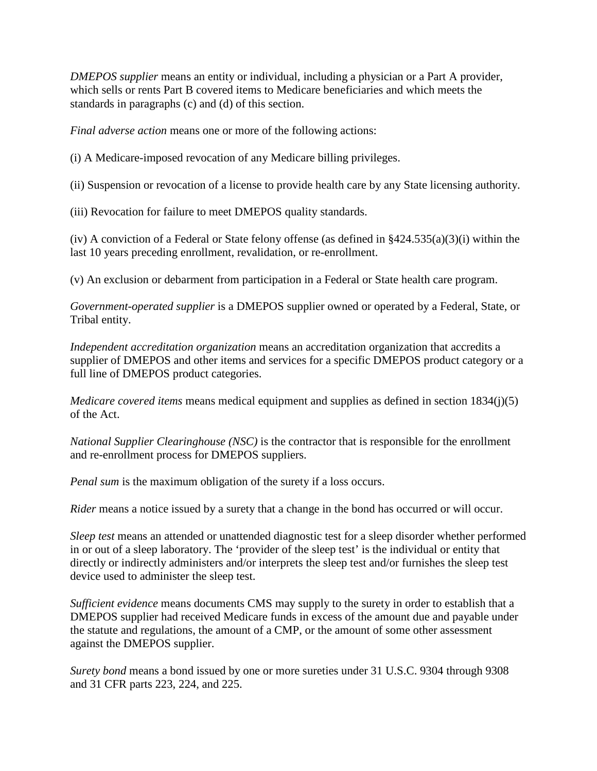*DMEPOS supplier* means an entity or individual, including a physician or a Part A provider, which sells or rents Part B covered items to Medicare beneficiaries and which meets the standards in paragraphs (c) and (d) of this section.

*Final adverse action* means one or more of the following actions:

(i) A Medicare-imposed revocation of any Medicare billing privileges.

(ii) Suspension or revocation of a license to provide health care by any State licensing authority.

(iii) Revocation for failure to meet DMEPOS quality standards.

(iv) A conviction of a Federal or State felony offense (as defined in §424.535(a)(3)(i) within the last 10 years preceding enrollment, revalidation, or re-enrollment.

(v) An exclusion or debarment from participation in a Federal or State health care program.

*Government-operated supplier* is a DMEPOS supplier owned or operated by a Federal, State, or Tribal entity.

*Independent accreditation organization* means an accreditation organization that accredits a supplier of DMEPOS and other items and services for a specific DMEPOS product category or a full line of DMEPOS product categories.

*Medicare covered items* means medical equipment and supplies as defined in section 1834(j)(5) of the Act.

*National Supplier Clearinghouse (NSC)* is the contractor that is responsible for the enrollment and re-enrollment process for DMEPOS suppliers.

*Penal sum* is the maximum obligation of the surety if a loss occurs.

*Rider* means a notice issued by a surety that a change in the bond has occurred or will occur.

*Sleep test* means an attended or unattended diagnostic test for a sleep disorder whether performed in or out of a sleep laboratory. The 'provider of the sleep test' is the individual or entity that directly or indirectly administers and/or interprets the sleep test and/or furnishes the sleep test device used to administer the sleep test.

*Sufficient evidence* means documents CMS may supply to the surety in order to establish that a DMEPOS supplier had received Medicare funds in excess of the amount due and payable under the statute and regulations, the amount of a CMP, or the amount of some other assessment against the DMEPOS supplier.

*Surety bond* means a bond issued by one or more sureties under 31 U.S.C. 9304 through 9308 and 31 CFR parts 223, 224, and 225.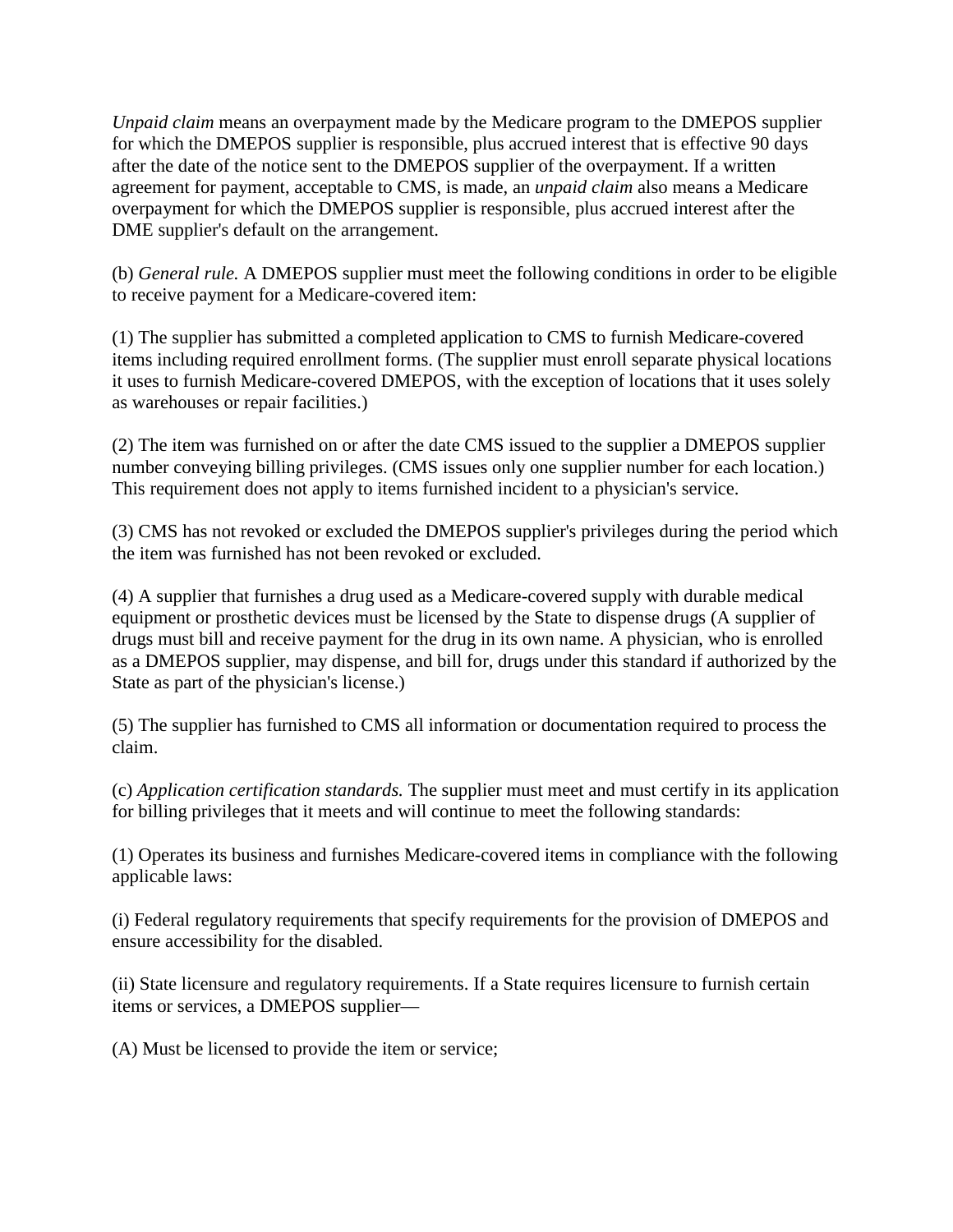*Unpaid claim* means an overpayment made by the Medicare program to the DMEPOS supplier for which the DMEPOS supplier is responsible, plus accrued interest that is effective 90 days after the date of the notice sent to the DMEPOS supplier of the overpayment. If a written agreement for payment, acceptable to CMS, is made, an *unpaid claim* also means a Medicare overpayment for which the DMEPOS supplier is responsible, plus accrued interest after the DME supplier's default on the arrangement.

(b) *General rule.* A DMEPOS supplier must meet the following conditions in order to be eligible to receive payment for a Medicare-covered item:

(1) The supplier has submitted a completed application to CMS to furnish Medicare-covered items including required enrollment forms. (The supplier must enroll separate physical locations it uses to furnish Medicare-covered DMEPOS, with the exception of locations that it uses solely as warehouses or repair facilities.)

(2) The item was furnished on or after the date CMS issued to the supplier a DMEPOS supplier number conveying billing privileges. (CMS issues only one supplier number for each location.) This requirement does not apply to items furnished incident to a physician's service.

(3) CMS has not revoked or excluded the DMEPOS supplier's privileges during the period which the item was furnished has not been revoked or excluded.

(4) A supplier that furnishes a drug used as a Medicare-covered supply with durable medical equipment or prosthetic devices must be licensed by the State to dispense drugs (A supplier of drugs must bill and receive payment for the drug in its own name. A physician, who is enrolled as a DMEPOS supplier, may dispense, and bill for, drugs under this standard if authorized by the State as part of the physician's license.)

(5) The supplier has furnished to CMS all information or documentation required to process the claim.

(c) *Application certification standards.* The supplier must meet and must certify in its application for billing privileges that it meets and will continue to meet the following standards:

(1) Operates its business and furnishes Medicare-covered items in compliance with the following applicable laws:

(i) Federal regulatory requirements that specify requirements for the provision of DMEPOS and ensure accessibility for the disabled.

(ii) State licensure and regulatory requirements. If a State requires licensure to furnish certain items or services, a DMEPOS supplier—

(A) Must be licensed to provide the item or service;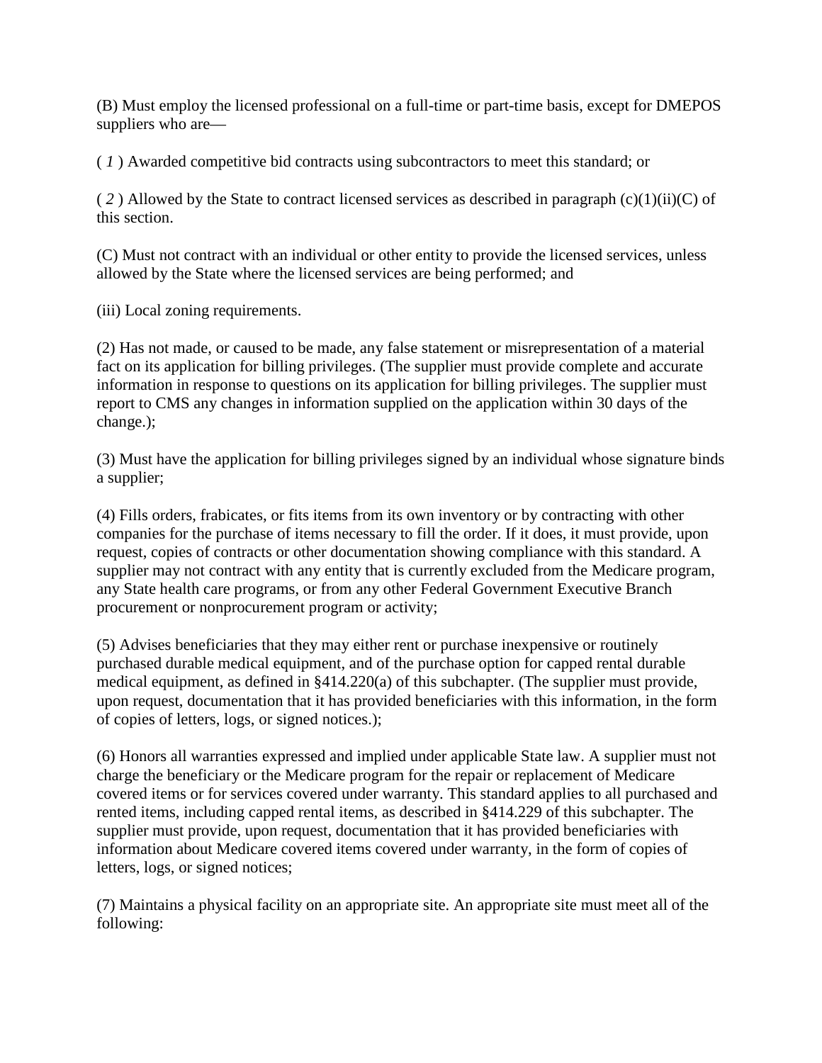(B) Must employ the licensed professional on a full-time or part-time basis, except for DMEPOS suppliers who are—

( *1* ) Awarded competitive bid contracts using subcontractors to meet this standard; or

( *2* ) Allowed by the State to contract licensed services as described in paragraph (c)(1)(ii)(C) of this section.

(C) Must not contract with an individual or other entity to provide the licensed services, unless allowed by the State where the licensed services are being performed; and

(iii) Local zoning requirements.

(2) Has not made, or caused to be made, any false statement or misrepresentation of a material fact on its application for billing privileges. (The supplier must provide complete and accurate information in response to questions on its application for billing privileges. The supplier must report to CMS any changes in information supplied on the application within 30 days of the change.);

(3) Must have the application for billing privileges signed by an individual whose signature binds a supplier;

(4) Fills orders, frabicates, or fits items from its own inventory or by contracting with other companies for the purchase of items necessary to fill the order. If it does, it must provide, upon request, copies of contracts or other documentation showing compliance with this standard. A supplier may not contract with any entity that is currently excluded from the Medicare program, any State health care programs, or from any other Federal Government Executive Branch procurement or nonprocurement program or activity;

(5) Advises beneficiaries that they may either rent or purchase inexpensive or routinely purchased durable medical equipment, and of the purchase option for capped rental durable medical equipment, as defined in §414.220(a) of this subchapter. (The supplier must provide, upon request, documentation that it has provided beneficiaries with this information, in the form of copies of letters, logs, or signed notices.);

(6) Honors all warranties expressed and implied under applicable State law. A supplier must not charge the beneficiary or the Medicare program for the repair or replacement of Medicare covered items or for services covered under warranty. This standard applies to all purchased and rented items, including capped rental items, as described in §414.229 of this subchapter. The supplier must provide, upon request, documentation that it has provided beneficiaries with information about Medicare covered items covered under warranty, in the form of copies of letters, logs, or signed notices;

(7) Maintains a physical facility on an appropriate site. An appropriate site must meet all of the following: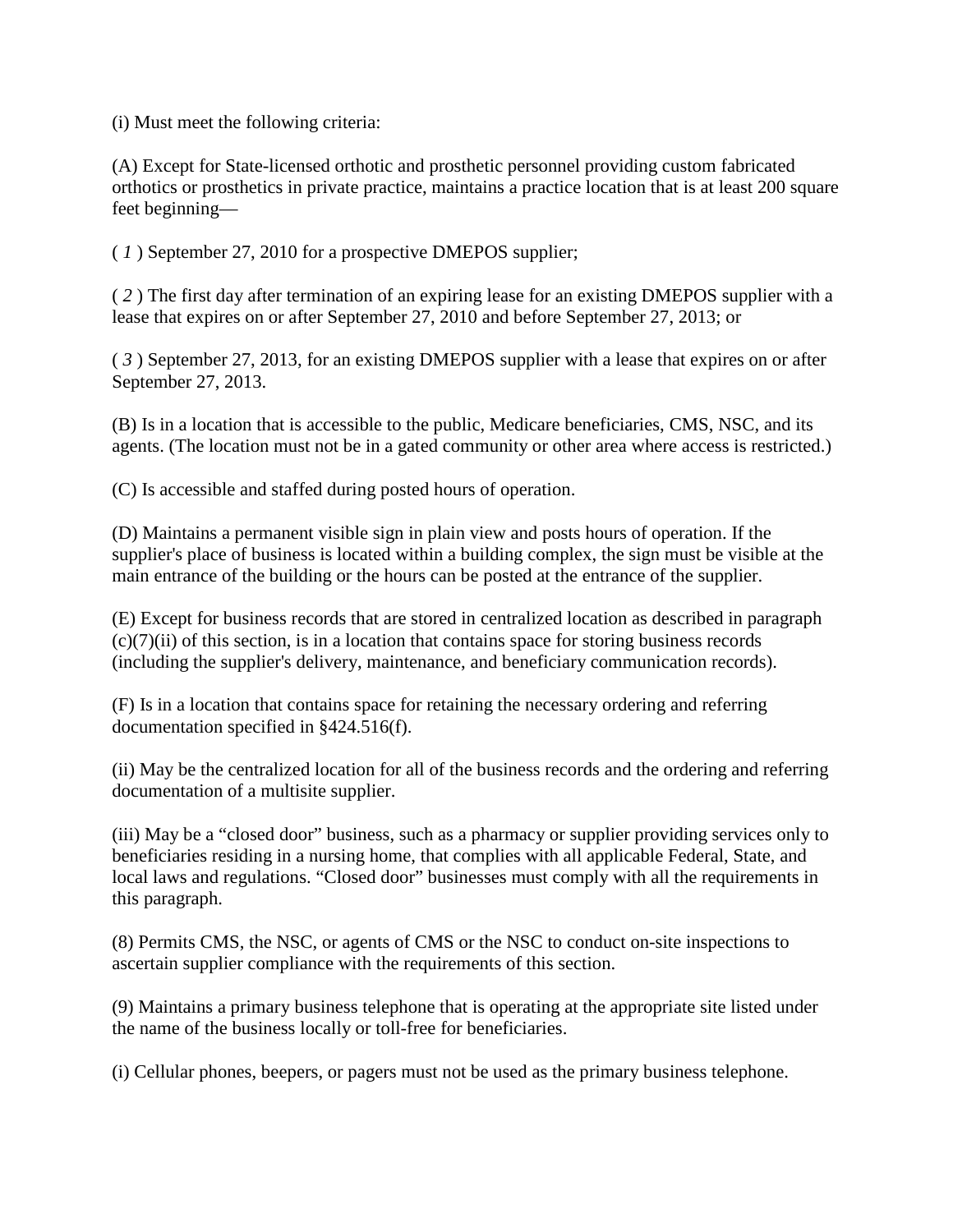(i) Must meet the following criteria:

(A) Except for State-licensed orthotic and prosthetic personnel providing custom fabricated orthotics or prosthetics in private practice, maintains a practice location that is at least 200 square feet beginning—

( *1* ) September 27, 2010 for a prospective DMEPOS supplier;

( *2* ) The first day after termination of an expiring lease for an existing DMEPOS supplier with a lease that expires on or after September 27, 2010 and before September 27, 2013; or

( *3* ) September 27, 2013, for an existing DMEPOS supplier with a lease that expires on or after September 27, 2013.

(B) Is in a location that is accessible to the public, Medicare beneficiaries, CMS, NSC, and its agents. (The location must not be in a gated community or other area where access is restricted.)

(C) Is accessible and staffed during posted hours of operation.

(D) Maintains a permanent visible sign in plain view and posts hours of operation. If the supplier's place of business is located within a building complex, the sign must be visible at the main entrance of the building or the hours can be posted at the entrance of the supplier.

(E) Except for business records that are stored in centralized location as described in paragraph (c)(7)(ii) of this section, is in a location that contains space for storing business records (including the supplier's delivery, maintenance, and beneficiary communication records).

(F) Is in a location that contains space for retaining the necessary ordering and referring documentation specified in §424.516(f).

(ii) May be the centralized location for all of the business records and the ordering and referring documentation of a multisite supplier.

(iii) May be a "closed door" business, such as a pharmacy or supplier providing services only to beneficiaries residing in a nursing home, that complies with all applicable Federal, State, and local laws and regulations. "Closed door" businesses must comply with all the requirements in this paragraph.

(8) Permits CMS, the NSC, or agents of CMS or the NSC to conduct on-site inspections to ascertain supplier compliance with the requirements of this section.

(9) Maintains a primary business telephone that is operating at the appropriate site listed under the name of the business locally or toll-free for beneficiaries.

(i) Cellular phones, beepers, or pagers must not be used as the primary business telephone.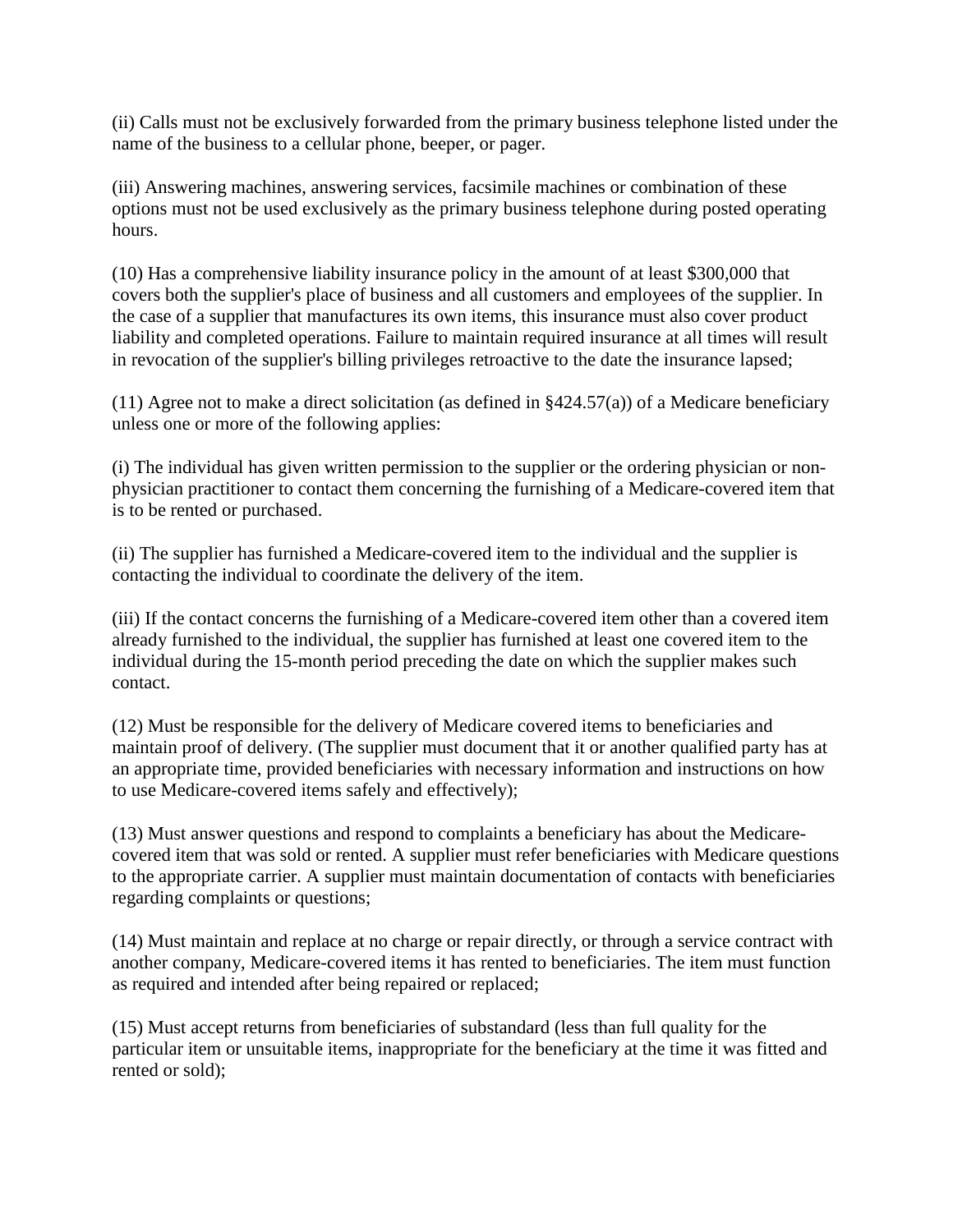(ii) Calls must not be exclusively forwarded from the primary business telephone listed under the name of the business to a cellular phone, beeper, or pager.

(iii) Answering machines, answering services, facsimile machines or combination of these options must not be used exclusively as the primary business telephone during posted operating hours.

(10) Has a comprehensive liability insurance policy in the amount of at least $300,000 that covers both the supplier's place of business and all customers and employees of the supplier. In the case of a supplier that manufactures its own items, this insurance must also cover product liability and completed operations. Failure to maintain required insurance at all times will result in revocation of the supplier's billing privileges retroactive to the date the insurance lapsed;

(11) Agree not to make a direct solicitation (as defined in §424.57(a)) of a Medicare beneficiary unless one or more of the following applies:

(i) The individual has given written permission to the supplier or the ordering physician or non-physician practitioner to contact them concerning the furnishing of a Medicare-covered item that is to be rented or purchased.

(ii) The supplier has furnished a Medicare-covered item to the individual and the supplier is contacting the individual to coordinate the delivery of the item.

(iii) If the contact concerns the furnishing of a Medicare-covered item other than a covered item already furnished to the individual, the supplier has furnished at least one covered item to the individual during the 15-month period preceding the date on which the supplier makes such contact.

(12) Must be responsible for the delivery of Medicare covered items to beneficiaries and maintain proof of delivery. (The supplier must document that it or another qualified party has at an appropriate time, provided beneficiaries with necessary information and instructions on how to use Medicare-covered items safely and effectively);

(13) Must answer questions and respond to complaints a beneficiary has about the Medicare-covered item that was sold or rented. A supplier must refer beneficiaries with Medicare questions to the appropriate carrier. A supplier must maintain documentation of contacts with beneficiaries regarding complaints or questions;

(14) Must maintain and replace at no charge or repair directly, or through a service contract with another company, Medicare-covered items it has rented to beneficiaries. The item must function as required and intended after being repaired or replaced;

(15) Must accept returns from beneficiaries of substandard (less than full quality for the particular item or unsuitable items, inappropriate for the beneficiary at the time it was fitted and rented or sold);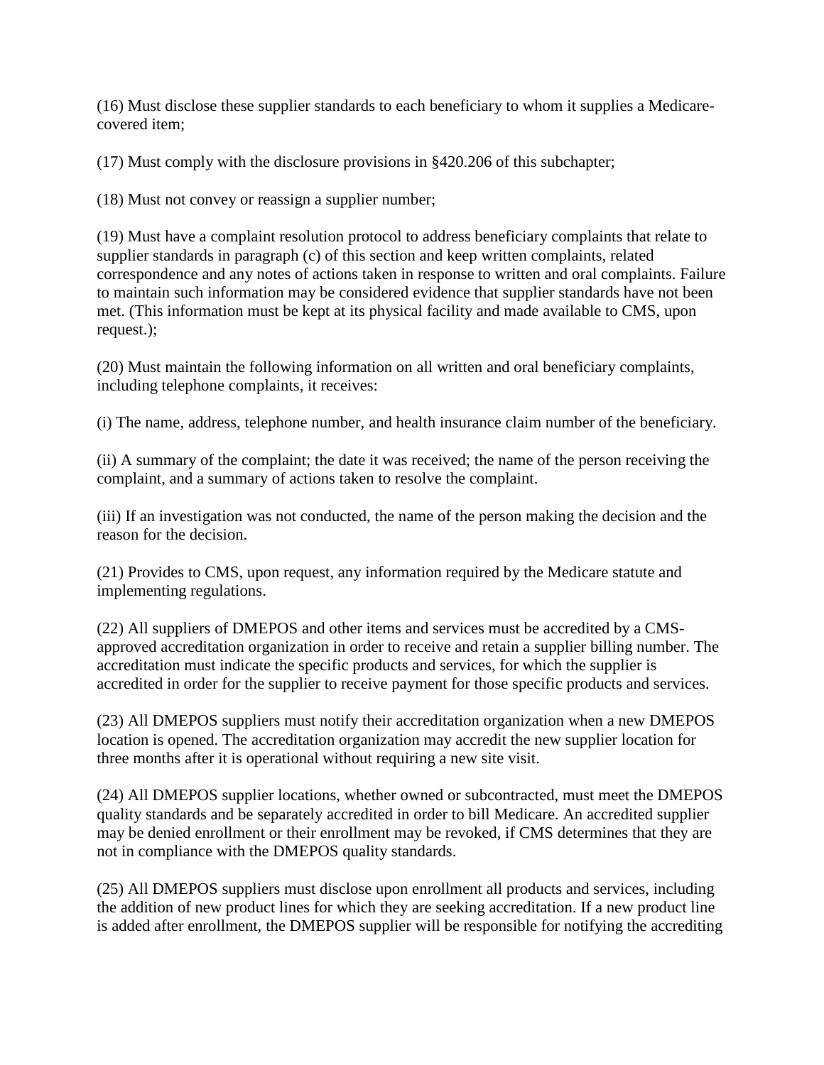(16) Must disclose these supplier standards to each beneficiary to whom it supplies a Medicare-covered item;

(17) Must comply with the disclosure provisions in §420.206 of this subchapter;

(18) Must not convey or reassign a supplier number;

(19) Must have a complaint resolution protocol to address beneficiary complaints that relate to supplier standards in paragraph (c) of this section and keep written complaints, related correspondence and any notes of actions taken in response to written and oral complaints. Failure to maintain such information may be considered evidence that supplier standards have not been met. (This information must be kept at its physical facility and made available to CMS, upon request.);

(20) Must maintain the following information on all written and oral beneficiary complaints, including telephone complaints, it receives:

(i) The name, address, telephone number, and health insurance claim number of the beneficiary.

(ii) A summary of the complaint; the date it was received; the name of the person receiving the complaint, and a summary of actions taken to resolve the complaint.

(iii) If an investigation was not conducted, the name of the person making the decision and the reason for the decision.

(21) Provides to CMS, upon request, any information required by the Medicare statute and implementing regulations.

(22) All suppliers of DMEPOS and other items and services must be accredited by a CMS-approved accreditation organization in order to receive and retain a supplier billing number. The accreditation must indicate the specific products and services, for which the supplier is accredited in order for the supplier to receive payment for those specific products and services.

(23) All DMEPOS suppliers must notify their accreditation organization when a new DMEPOS location is opened. The accreditation organization may accredit the new supplier location for three months after it is operational without requiring a new site visit.

(24) All DMEPOS supplier locations, whether owned or subcontracted, must meet the DMEPOS quality standards and be separately accredited in order to bill Medicare. An accredited supplier may be denied enrollment or their enrollment may be revoked, if CMS determines that they are not in compliance with the DMEPOS quality standards.

(25) All DMEPOS suppliers must disclose upon enrollment all products and services, including the addition of new product lines for which they are seeking accreditation. If a new product line is added after enrollment, the DMEPOS supplier will be responsible for notifying the accrediting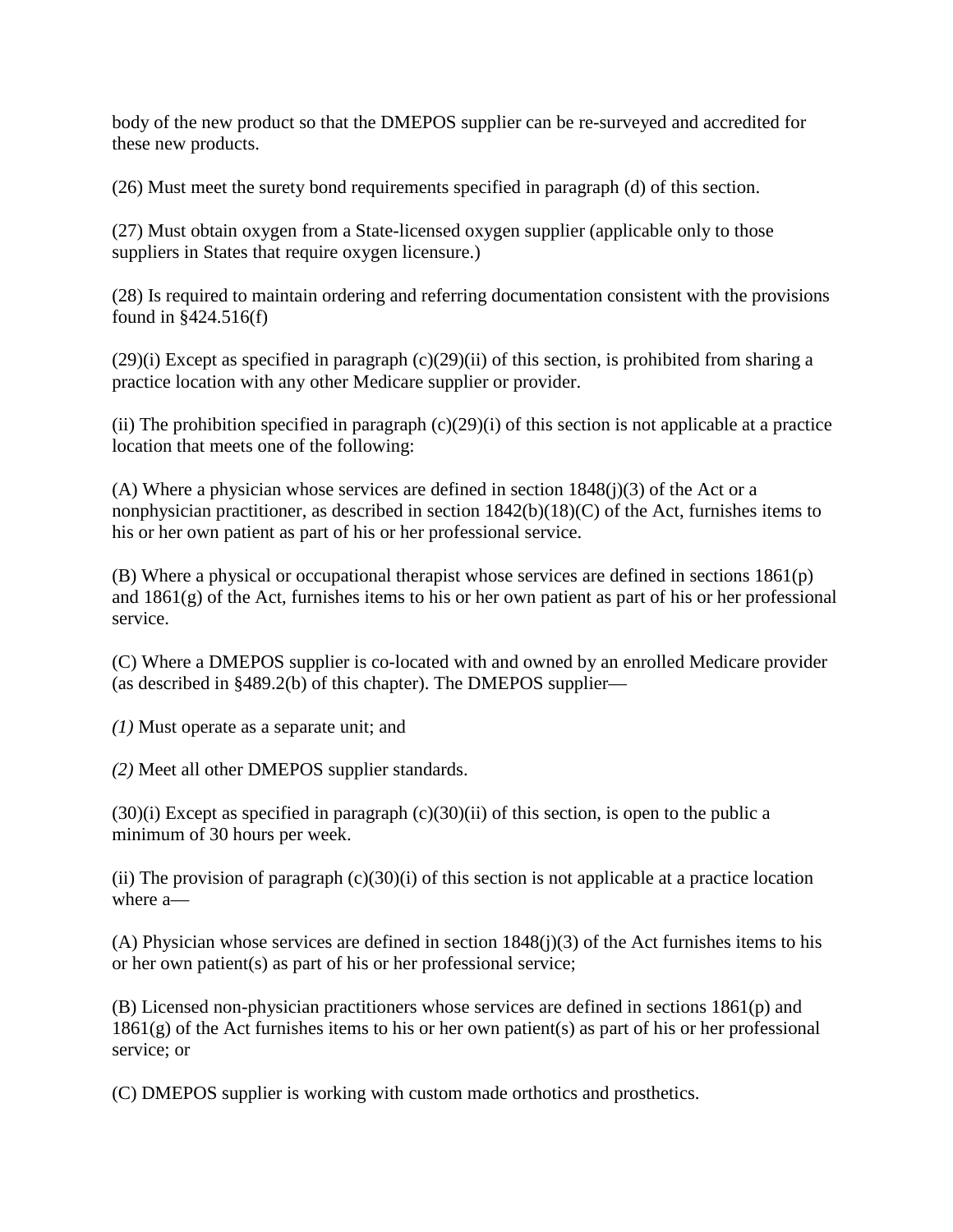body of the new product so that the DMEPOS supplier can be re-surveyed and accredited for these new products.

(26) Must meet the surety bond requirements specified in paragraph (d) of this section.

(27) Must obtain oxygen from a State-licensed oxygen supplier (applicable only to those suppliers in States that require oxygen licensure.)

(28) Is required to maintain ordering and referring documentation consistent with the provisions found in §424.516(f)

(29)(i) Except as specified in paragraph (c)(29)(ii) of this section, is prohibited from sharing a practice location with any other Medicare supplier or provider.

(ii) The prohibition specified in paragraph (c)(29)(i) of this section is not applicable at a practice location that meets one of the following:

(A) Where a physician whose services are defined in section 1848(j)(3) of the Act or a nonphysician practitioner, as described in section 1842(b)(18)(C) of the Act, furnishes items to his or her own patient as part of his or her professional service.

(B) Where a physical or occupational therapist whose services are defined in sections 1861(p) and 1861(g) of the Act, furnishes items to his or her own patient as part of his or her professional service.

(C) Where a DMEPOS supplier is co-located with and owned by an enrolled Medicare provider (as described in §489.2(b) of this chapter). The DMEPOS supplier—

*(1)* Must operate as a separate unit; and

*(2)* Meet all other DMEPOS supplier standards.

(30)(i) Except as specified in paragraph (c)(30)(ii) of this section, is open to the public a minimum of 30 hours per week.

(ii) The provision of paragraph (c)(30)(i) of this section is not applicable at a practice location where a—

(A) Physician whose services are defined in section 1848(j)(3) of the Act furnishes items to his or her own patient(s) as part of his or her professional service;

(B) Licensed non-physician practitioners whose services are defined in sections 1861(p) and 1861(g) of the Act furnishes items to his or her own patient(s) as part of his or her professional service; or

(C) DMEPOS supplier is working with custom made orthotics and prosthetics.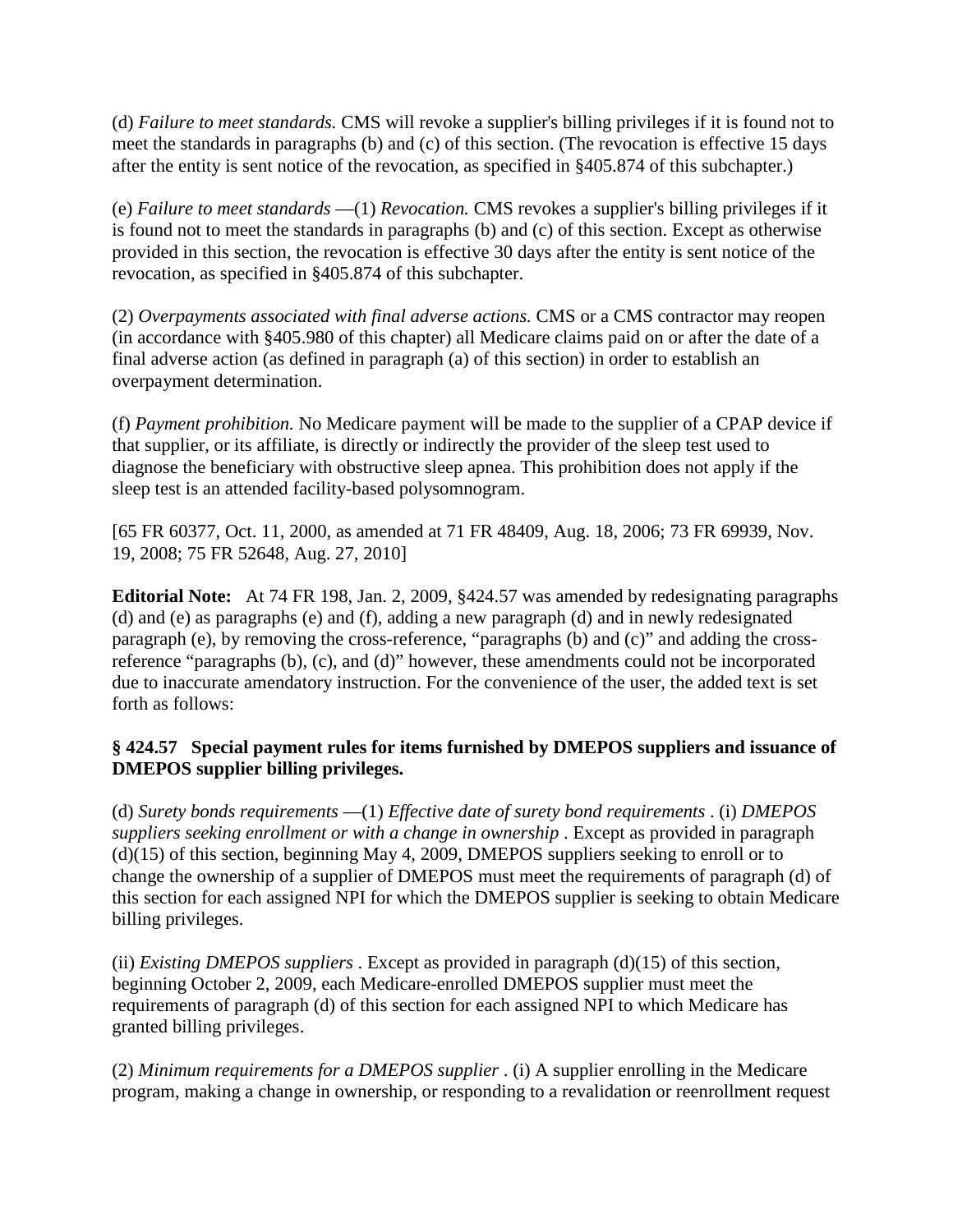(d) *Failure to meet standards.* CMS will revoke a supplier's billing privileges if it is found not to meet the standards in paragraphs (b) and (c) of this section. (The revocation is effective 15 days after the entity is sent notice of the revocation, as specified in §405.874 of this subchapter.)

(e) *Failure to meet standards* —(1) *Revocation.* CMS revokes a supplier's billing privileges if it is found not to meet the standards in paragraphs (b) and (c) of this section. Except as otherwise provided in this section, the revocation is effective 30 days after the entity is sent notice of the revocation, as specified in §405.874 of this subchapter.

(2) *Overpayments associated with final adverse actions.* CMS or a CMS contractor may reopen (in accordance with §405.980 of this chapter) all Medicare claims paid on or after the date of a final adverse action (as defined in paragraph (a) of this section) in order to establish an overpayment determination.

(f) *Payment prohibition.* No Medicare payment will be made to the supplier of a CPAP device if that supplier, or its affiliate, is directly or indirectly the provider of the sleep test used to diagnose the beneficiary with obstructive sleep apnea. This prohibition does not apply if the sleep test is an attended facility-based polysomnogram.

[65 FR 60377, Oct. 11, 2000, as amended at 71 FR 48409, Aug. 18, 2006; 73 FR 69939, Nov. 19, 2008; 75 FR 52648, Aug. 27, 2010]

**Editorial Note:** At 74 FR 198, Jan. 2, 2009, §424.57 was amended by redesignating paragraphs (d) and (e) as paragraphs (e) and (f), adding a new paragraph (d) and in newly redesignated paragraph (e), by removing the cross-reference, "paragraphs (b) and (c)" and adding the cross-reference "paragraphs (b), (c), and (d)" however, these amendments could not be incorporated due to inaccurate amendatory instruction. For the convenience of the user, the added text is set forth as follows:

**§ 424.57 Special payment rules for items furnished by DMEPOS suppliers and issuance of DMEPOS supplier billing privileges.**

(d) *Surety bonds requirements* —(1) *Effective date of surety bond requirements* . (i) *DMEPOS suppliers seeking enrollment or with a change in ownership* . Except as provided in paragraph (d)(15) of this section, beginning May 4, 2009, DMEPOS suppliers seeking to enroll or to change the ownership of a supplier of DMEPOS must meet the requirements of paragraph (d) of this section for each assigned NPI for which the DMEPOS supplier is seeking to obtain Medicare billing privileges.

(ii) *Existing DMEPOS suppliers* . Except as provided in paragraph (d)(15) of this section, beginning October 2, 2009, each Medicare-enrolled DMEPOS supplier must meet the requirements of paragraph (d) of this section for each assigned NPI to which Medicare has granted billing privileges.

(2) *Minimum requirements for a DMEPOS supplier* . (i) A supplier enrolling in the Medicare program, making a change in ownership, or responding to a revalidation or reenrollment request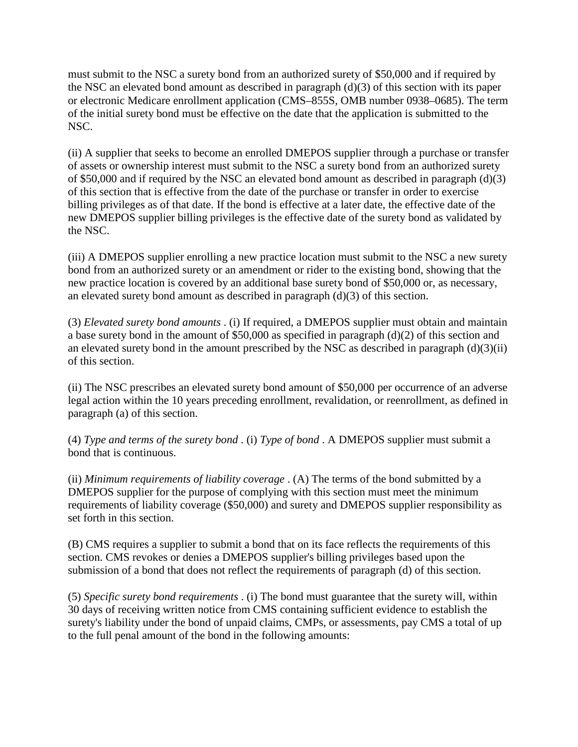must submit to the NSC a surety bond from an authorized surety of $50,000 and if required by the NSC an elevated bond amount as described in paragraph (d)(3) of this section with its paper or electronic Medicare enrollment application (CMS–855S, OMB number 0938–0685). The term of the initial surety bond must be effective on the date that the application is submitted to the NSC.

(ii) A supplier that seeks to become an enrolled DMEPOS supplier through a purchase or transfer of assets or ownership interest must submit to the NSC a surety bond from an authorized surety of $50,000 and if required by the NSC an elevated bond amount as described in paragraph (d)(3) of this section that is effective from the date of the purchase or transfer in order to exercise billing privileges as of that date. If the bond is effective at a later date, the effective date of the new DMEPOS supplier billing privileges is the effective date of the surety bond as validated by the NSC.

(iii) A DMEPOS supplier enrolling a new practice location must submit to the NSC a new surety bond from an authorized surety or an amendment or rider to the existing bond, showing that the new practice location is covered by an additional base surety bond of $50,000 or, as necessary, an elevated surety bond amount as described in paragraph (d)(3) of this section.

(3) *Elevated surety bond amounts* . (i) If required, a DMEPOS supplier must obtain and maintain a base surety bond in the amount of $50,000 as specified in paragraph (d)(2) of this section and an elevated surety bond in the amount prescribed by the NSC as described in paragraph (d)(3)(ii) of this section.

(ii) The NSC prescribes an elevated surety bond amount of $50,000 per occurrence of an adverse legal action within the 10 years preceding enrollment, revalidation, or reenrollment, as defined in paragraph (a) of this section.

(4) *Type and terms of the surety bond* . (i) *Type of bond* . A DMEPOS supplier must submit a bond that is continuous.

(ii) *Minimum requirements of liability coverage* . (A) The terms of the bond submitted by a DMEPOS supplier for the purpose of complying with this section must meet the minimum requirements of liability coverage ($50,000) and surety and DMEPOS supplier responsibility as set forth in this section.

(B) CMS requires a supplier to submit a bond that on its face reflects the requirements of this section. CMS revokes or denies a DMEPOS supplier's billing privileges based upon the submission of a bond that does not reflect the requirements of paragraph (d) of this section.

(5) *Specific surety bond requirements* . (i) The bond must guarantee that the surety will, within 30 days of receiving written notice from CMS containing sufficient evidence to establish the surety's liability under the bond of unpaid claims, CMPs, or assessments, pay CMS a total of up to the full penal amount of the bond in the following amounts: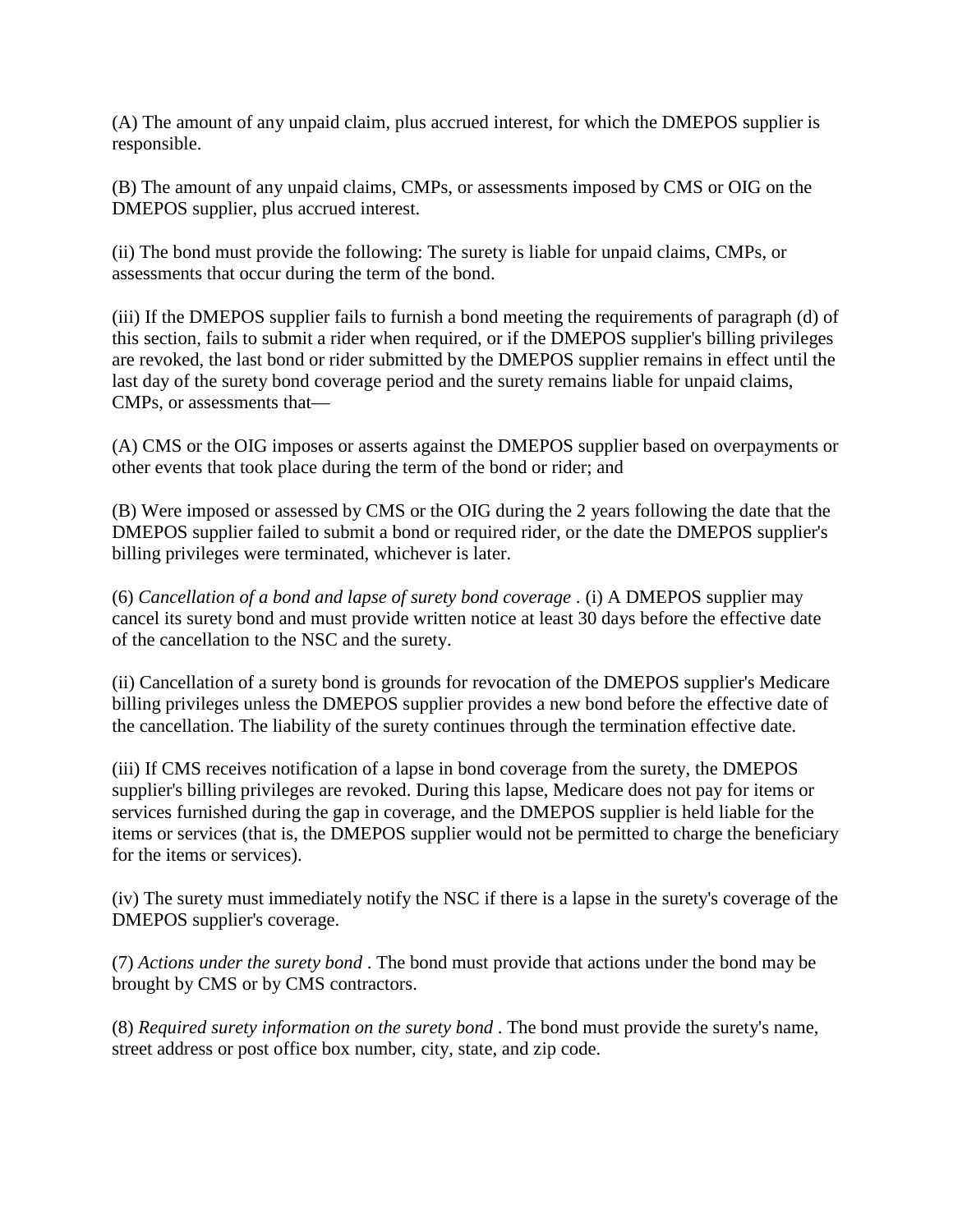(A) The amount of any unpaid claim, plus accrued interest, for which the DMEPOS supplier is responsible.

(B) The amount of any unpaid claims, CMPs, or assessments imposed by CMS or OIG on the DMEPOS supplier, plus accrued interest.

(ii) The bond must provide the following: The surety is liable for unpaid claims, CMPs, or assessments that occur during the term of the bond.

(iii) If the DMEPOS supplier fails to furnish a bond meeting the requirements of paragraph (d) of this section, fails to submit a rider when required, or if the DMEPOS supplier's billing privileges are revoked, the last bond or rider submitted by the DMEPOS supplier remains in effect until the last day of the surety bond coverage period and the surety remains liable for unpaid claims, CMPs, or assessments that—

(A) CMS or the OIG imposes or asserts against the DMEPOS supplier based on overpayments or other events that took place during the term of the bond or rider; and

(B) Were imposed or assessed by CMS or the OIG during the 2 years following the date that the DMEPOS supplier failed to submit a bond or required rider, or the date the DMEPOS supplier's billing privileges were terminated, whichever is later.

(6) *Cancellation of a bond and lapse of surety bond coverage* . (i) A DMEPOS supplier may cancel its surety bond and must provide written notice at least 30 days before the effective date of the cancellation to the NSC and the surety.

(ii) Cancellation of a surety bond is grounds for revocation of the DMEPOS supplier's Medicare billing privileges unless the DMEPOS supplier provides a new bond before the effective date of the cancellation. The liability of the surety continues through the termination effective date.

(iii) If CMS receives notification of a lapse in bond coverage from the surety, the DMEPOS supplier's billing privileges are revoked. During this lapse, Medicare does not pay for items or services furnished during the gap in coverage, and the DMEPOS supplier is held liable for the items or services (that is, the DMEPOS supplier would not be permitted to charge the beneficiary for the items or services).

(iv) The surety must immediately notify the NSC if there is a lapse in the surety's coverage of the DMEPOS supplier's coverage.

(7) *Actions under the surety bond* . The bond must provide that actions under the bond may be brought by CMS or by CMS contractors.

(8) *Required surety information on the surety bond* . The bond must provide the surety's name, street address or post office box number, city, state, and zip code.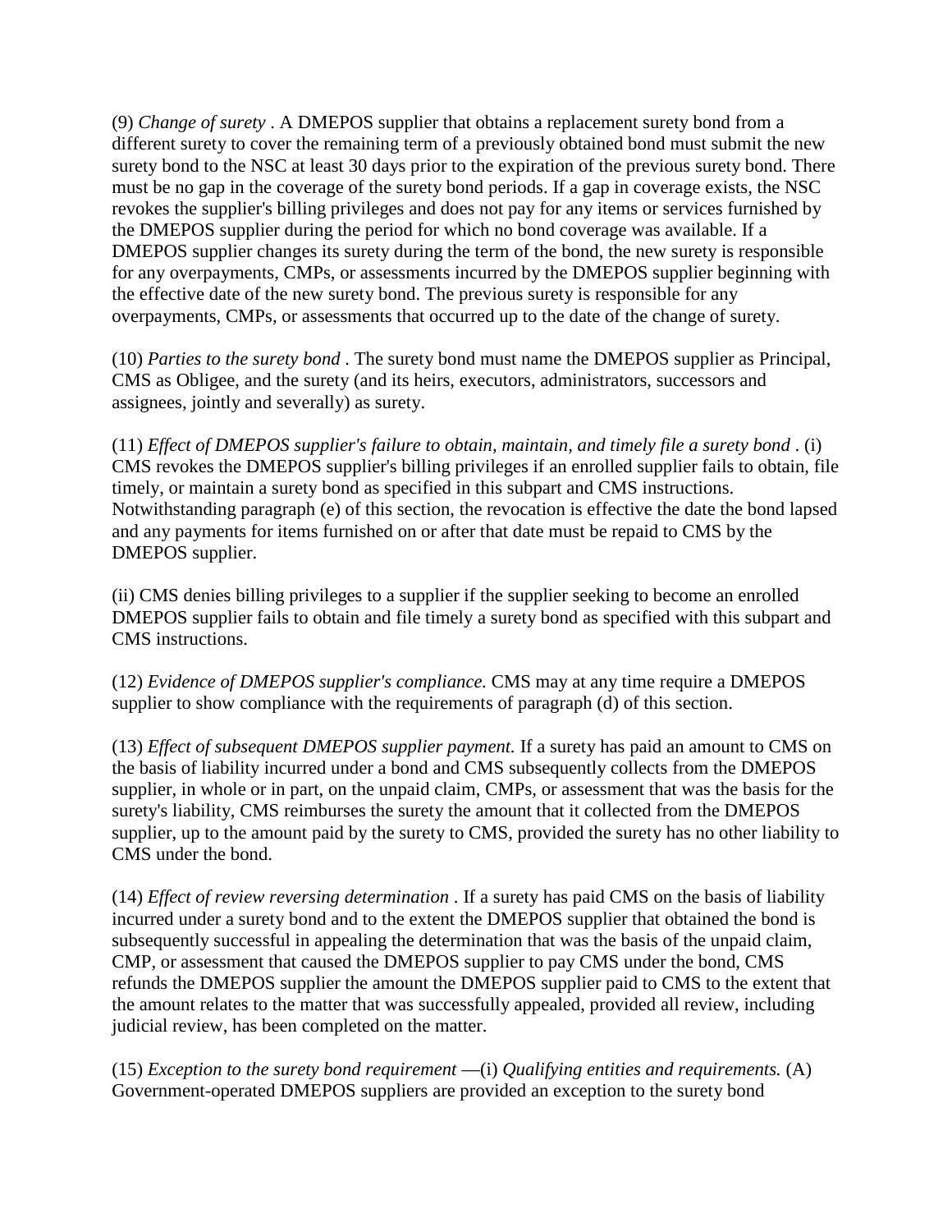(9) *Change of surety* . A DMEPOS supplier that obtains a replacement surety bond from a different surety to cover the remaining term of a previously obtained bond must submit the new surety bond to the NSC at least 30 days prior to the expiration of the previous surety bond. There must be no gap in the coverage of the surety bond periods. If a gap in coverage exists, the NSC revokes the supplier's billing privileges and does not pay for any items or services furnished by the DMEPOS supplier during the period for which no bond coverage was available. If a DMEPOS supplier changes its surety during the term of the bond, the new surety is responsible for any overpayments, CMPs, or assessments incurred by the DMEPOS supplier beginning with the effective date of the new surety bond. The previous surety is responsible for any overpayments, CMPs, or assessments that occurred up to the date of the change of surety.

(10) *Parties to the surety bond* . The surety bond must name the DMEPOS supplier as Principal, CMS as Obligee, and the surety (and its heirs, executors, administrators, successors and assignees, jointly and severally) as surety.

(11) *Effect of DMEPOS supplier's failure to obtain, maintain, and timely file a surety bond* . (i) CMS revokes the DMEPOS supplier's billing privileges if an enrolled supplier fails to obtain, file timely, or maintain a surety bond as specified in this subpart and CMS instructions. Notwithstanding paragraph (e) of this section, the revocation is effective the date the bond lapsed and any payments for items furnished on or after that date must be repaid to CMS by the DMEPOS supplier.

(ii) CMS denies billing privileges to a supplier if the supplier seeking to become an enrolled DMEPOS supplier fails to obtain and file timely a surety bond as specified with this subpart and CMS instructions.

(12) *Evidence of DMEPOS supplier's compliance.* CMS may at any time require a DMEPOS supplier to show compliance with the requirements of paragraph (d) of this section.

(13) *Effect of subsequent DMEPOS supplier payment.* If a surety has paid an amount to CMS on the basis of liability incurred under a bond and CMS subsequently collects from the DMEPOS supplier, in whole or in part, on the unpaid claim, CMPs, or assessment that was the basis for the surety's liability, CMS reimburses the surety the amount that it collected from the DMEPOS supplier, up to the amount paid by the surety to CMS, provided the surety has no other liability to CMS under the bond.

(14) *Effect of review reversing determination* . If a surety has paid CMS on the basis of liability incurred under a surety bond and to the extent the DMEPOS supplier that obtained the bond is subsequently successful in appealing the determination that was the basis of the unpaid claim, CMP, or assessment that caused the DMEPOS supplier to pay CMS under the bond, CMS refunds the DMEPOS supplier the amount the DMEPOS supplier paid to CMS to the extent that the amount relates to the matter that was successfully appealed, provided all review, including judicial review, has been completed on the matter.

(15) *Exception to the surety bond requirement* —(i) *Qualifying entities and requirements.* (A) Government-operated DMEPOS suppliers are provided an exception to the surety bond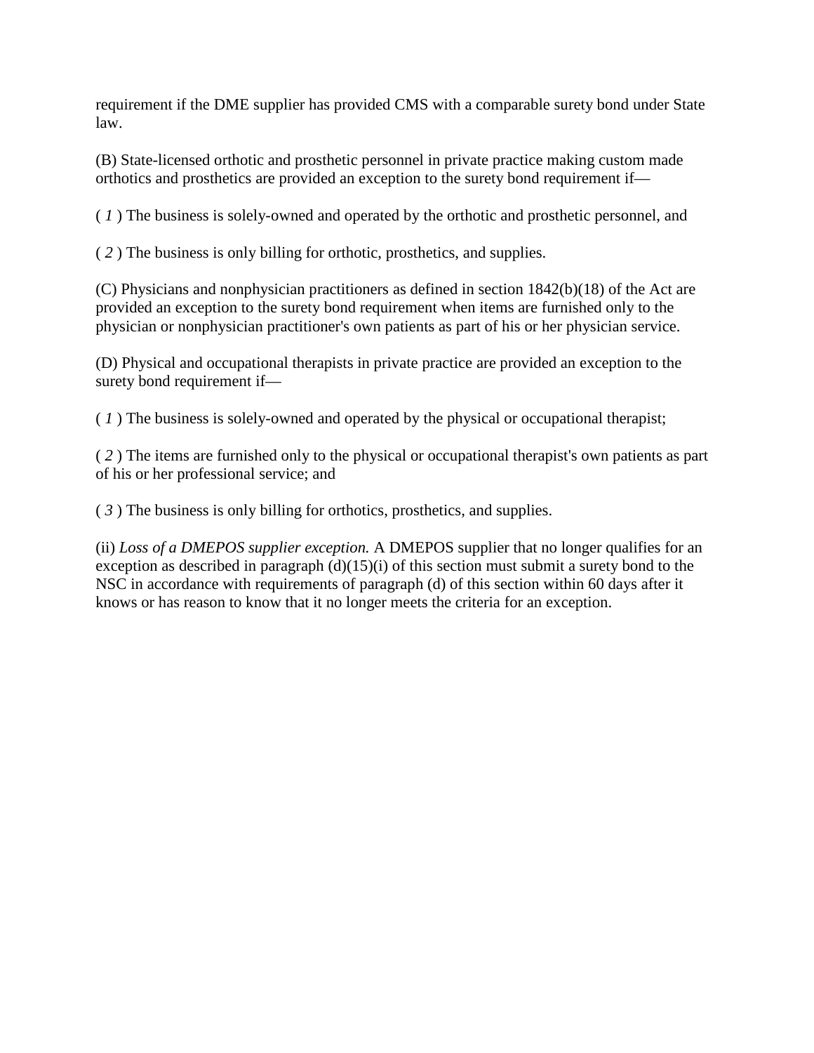requirement if the DME supplier has provided CMS with a comparable surety bond under State law.

(B) State-licensed orthotic and prosthetic personnel in private practice making custom made orthotics and prosthetics are provided an exception to the surety bond requirement if—

( *1* ) The business is solely-owned and operated by the orthotic and prosthetic personnel, and

( *2* ) The business is only billing for orthotic, prosthetics, and supplies.

(C) Physicians and nonphysician practitioners as defined in section 1842(b)(18) of the Act are provided an exception to the surety bond requirement when items are furnished only to the physician or nonphysician practitioner's own patients as part of his or her physician service.

(D) Physical and occupational therapists in private practice are provided an exception to the surety bond requirement if—

( *1* ) The business is solely-owned and operated by the physical or occupational therapist;

( *2* ) The items are furnished only to the physical or occupational therapist's own patients as part of his or her professional service; and

( *3* ) The business is only billing for orthotics, prosthetics, and supplies.

(ii) *Loss of a DMEPOS supplier exception.* A DMEPOS supplier that no longer qualifies for an exception as described in paragraph (d)(15)(i) of this section must submit a surety bond to the NSC in accordance with requirements of paragraph (d) of this section within 60 days after it knows or has reason to know that it no longer meets the criteria for an exception.